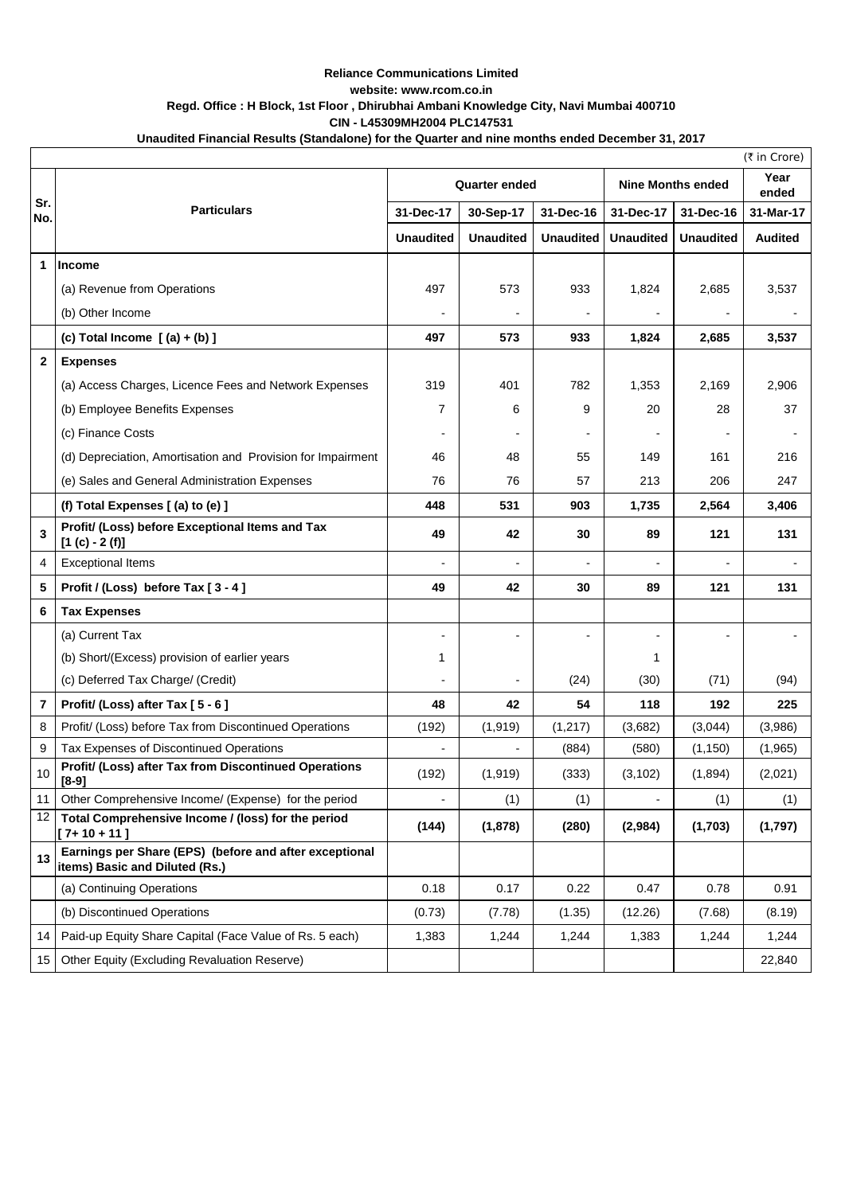**Reliance Communications Limited**

**website: www.rcom.co.in**

**Regd. Office : H Block, 1st Floor , Dhirubhai Ambani Knowledge City, Navi Mumbai 400710**

**CIN - L45309MH2004 PLC147531**

**Unaudited Financial Results (Standalone) for the Quarter and nine months ended December 31, 2017**

(₹ in Crore)

| Sr. No. | Particulars | Quarter ended | | | Nine Months ended | | Year ended |
|---|---|---|---|---|---|---|---|
| | | 31-Dec-17 | 30-Sep-17 | 31-Dec-16 | 31-Dec-17 | 31-Dec-16 | 31-Mar-17 |
| | | Unaudited | Unaudited | Unaudited | Unaudited | Unaudited | Audited |
| 1 | **Income** | | | | | | |
| | (a) Revenue from Operations | 497 | 573 | 933 | 1,824 | 2,685 | 3,537 |
| | (b) Other Income | - | - | - | - | - | - |
| | **(c) Total Income [ (a) + (b) ]** | **497** | **573** | **933** | **1,824** | **2,685** | **3,537** |
| 2 | **Expenses** | | | | | | |
| | (a) Access Charges, Licence Fees and Network Expenses | 319 | 401 | 782 | 1,353 | 2,169 | 2,906 |
| | (b) Employee Benefits Expenses | 7 | 6 | 9 | 20 | 28 | 37 |
| | (c) Finance Costs | - | - | - | - | - | - |
| | (d) Depreciation, Amortisation and Provision for Impairment | 46 | 48 | 55 | 149 | 161 | 216 |
| | (e) Sales and General Administration Expenses | 76 | 76 | 57 | 213 | 206 | 247 |
| | **(f) Total Expenses [ (a) to (e) ]** | **448** | **531** | **903** | **1,735** | **2,564** | **3,406** |
| 3 | **Profit/ (Loss) before Exceptional Items and Tax [1 (c) - 2 (f)]** | **49** | **42** | **30** | **89** | **121** | **131** |
| 4 | Exceptional Items | - | - | - | - | - | - |
| 5 | **Profit / (Loss) before Tax [ 3 - 4 ]** | **49** | **42** | **30** | **89** | **121** | **131** |
| 6 | **Tax Expenses** | | | | | | |
| | (a) Current Tax | - | - | - | - | - | - |
| | (b) Short/(Excess) provision of earlier years | 1 | | | 1 | | |
| | (c) Deferred Tax Charge/ (Credit) | - | - | (24) | (30) | (71) | (94) |
| 7 | **Profit/ (Loss) after Tax [ 5 - 6 ]** | **48** | **42** | **54** | **118** | **192** | **225** |
| 8 | Profit/ (Loss) before Tax from Discontinued Operations | (192) | (1,919) | (1,217) | (3,682) | (3,044) | (3,986) |
| 9 | Tax Expenses of Discontinued Operations | - | - | (884) | (580) | (1,150) | (1,965) |
| 10 | **Profit/ (Loss) after Tax from Discontinued Operations [8-9]** | (192) | (1,919) | (333) | (3,102) | (1,894) | (2,021) |
| 11 | Other Comprehensive Income/ (Expense) for the period | - | (1) | (1) | - | (1) | (1) |
| 12 | **Total Comprehensive Income / (loss) for the period [ 7+ 10 + 11 ]** | **(144)** | **(1,878)** | **(280)** | **(2,984)** | **(1,703)** | **(1,797)** |
| 13 | **Earnings per Share (EPS) (before and after exceptional items) Basic and Diluted (Rs.)** | | | | | | |
| | (a) Continuing Operations | 0.18 | 0.17 | 0.22 | 0.47 | 0.78 | 0.91 |
| | (b) Discontinued Operations | (0.73) | (7.78) | (1.35) | (12.26) | (7.68) | (8.19) |
| 14 | Paid-up Equity Share Capital (Face Value of Rs. 5 each) | 1,383 | 1,244 | 1,244 | 1,383 | 1,244 | 1,244 |
| 15 | Other Equity (Excluding Revaluation Reserve) | | | | | | 22,840 |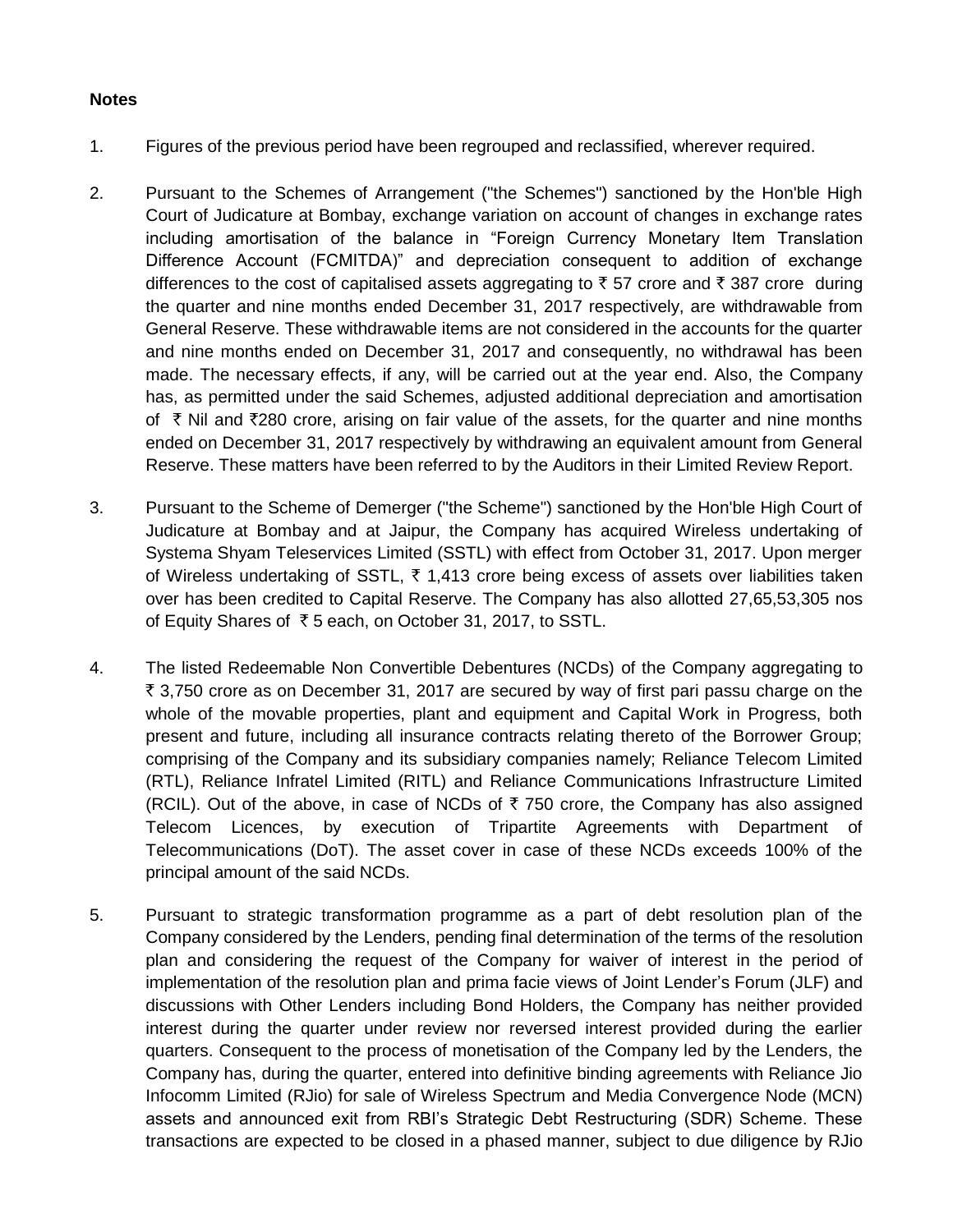**Notes**

1. Figures of the previous period have been regrouped and reclassified, wherever required.

2. Pursuant to the Schemes of Arrangement ("the Schemes") sanctioned by the Hon'ble High Court of Judicature at Bombay, exchange variation on account of changes in exchange rates including amortisation of the balance in "Foreign Currency Monetary Item Translation Difference Account (FCMITDA)" and depreciation consequent to addition of exchange differences to the cost of capitalised assets aggregating to ₹ 57 crore and ₹ 387 crore during the quarter and nine months ended December 31, 2017 respectively, are withdrawable from General Reserve. These withdrawable items are not considered in the accounts for the quarter and nine months ended on December 31, 2017 and consequently, no withdrawal has been made. The necessary effects, if any, will be carried out at the year end. Also, the Company has, as permitted under the said Schemes, adjusted additional depreciation and amortisation of ₹ Nil and ₹280 crore, arising on fair value of the assets, for the quarter and nine months ended on December 31, 2017 respectively by withdrawing an equivalent amount from General Reserve. These matters have been referred to by the Auditors in their Limited Review Report.

3. Pursuant to the Scheme of Demerger ("the Scheme") sanctioned by the Hon'ble High Court of Judicature at Bombay and at Jaipur, the Company has acquired Wireless undertaking of Systema Shyam Teleservices Limited (SSTL) with effect from October 31, 2017. Upon merger of Wireless undertaking of SSTL, ₹ 1,413 crore being excess of assets over liabilities taken over has been credited to Capital Reserve. The Company has also allotted 27,65,53,305 nos of Equity Shares of ₹ 5 each, on October 31, 2017, to SSTL.

4. The listed Redeemable Non Convertible Debentures (NCDs) of the Company aggregating to ₹ 3,750 crore as on December 31, 2017 are secured by way of first pari passu charge on the whole of the movable properties, plant and equipment and Capital Work in Progress, both present and future, including all insurance contracts relating thereto of the Borrower Group; comprising of the Company and its subsidiary companies namely; Reliance Telecom Limited (RTL), Reliance Infratel Limited (RITL) and Reliance Communications Infrastructure Limited (RCIL). Out of the above, in case of NCDs of ₹ 750 crore, the Company has also assigned Telecom Licences, by execution of Tripartite Agreements with Department of Telecommunications (DoT). The asset cover in case of these NCDs exceeds 100% of the principal amount of the said NCDs.

5. Pursuant to strategic transformation programme as a part of debt resolution plan of the Company considered by the Lenders, pending final determination of the terms of the resolution plan and considering the request of the Company for waiver of interest in the period of implementation of the resolution plan and prima facie views of Joint Lender's Forum (JLF) and discussions with Other Lenders including Bond Holders, the Company has neither provided interest during the quarter under review nor reversed interest provided during the earlier quarters. Consequent to the process of monetisation of the Company led by the Lenders, the Company has, during the quarter, entered into definitive binding agreements with Reliance Jio Infocomm Limited (RJio) for sale of Wireless Spectrum and Media Convergence Node (MCN) assets and announced exit from RBI's Strategic Debt Restructuring (SDR) Scheme. These transactions are expected to be closed in a phased manner, subject to due diligence by RJio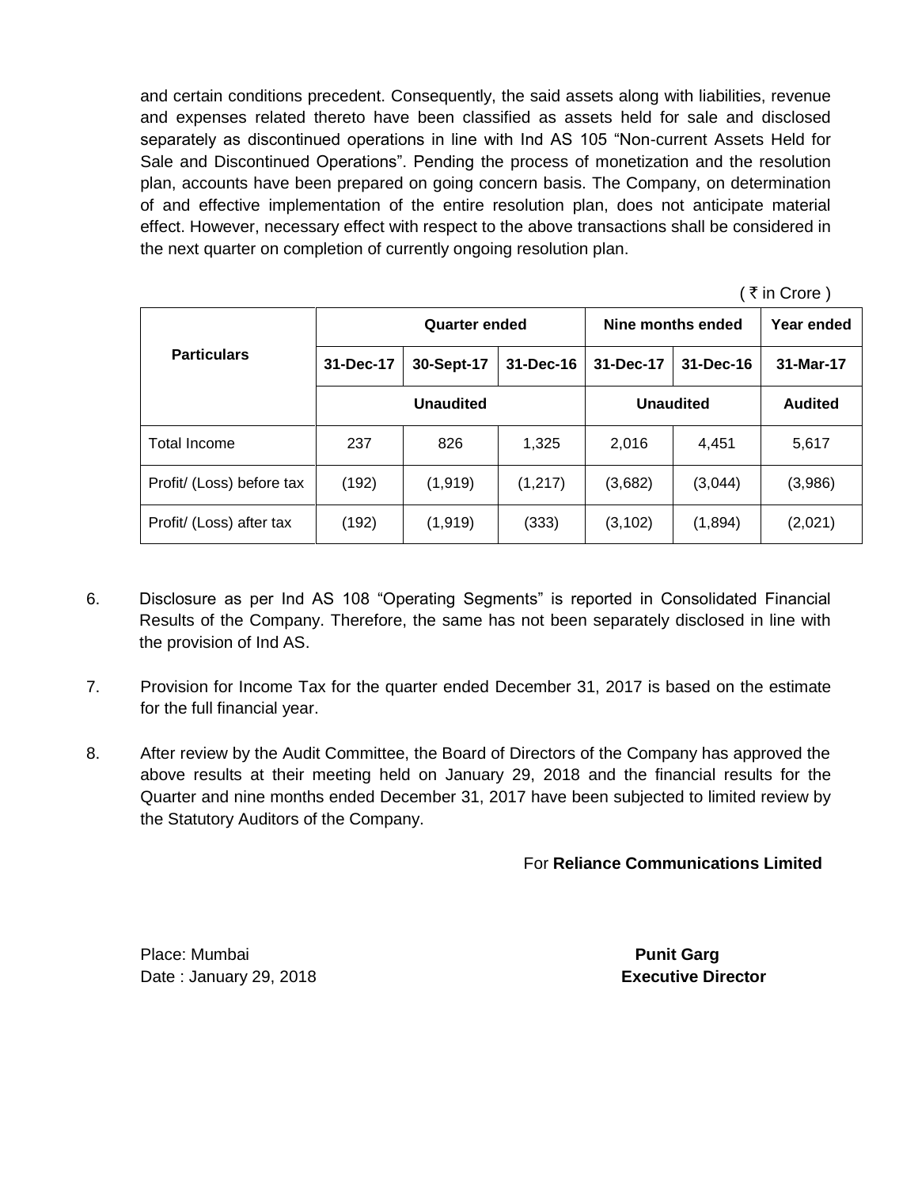and certain conditions precedent. Consequently, the said assets along with liabilities, revenue and expenses related thereto have been classified as assets held for sale and disclosed separately as discontinued operations in line with Ind AS 105 “Non-current Assets Held for Sale and Discontinued Operations”. Pending the process of monetization and the resolution plan, accounts have been prepared on going concern basis. The Company, on determination of and effective implementation of the entire resolution plan, does not anticipate material effect. However, necessary effect with respect to the above transactions shall be considered in the next quarter on completion of currently ongoing resolution plan.

( ₹ in Crore )

| Particulars | Quarter ended | | | Nine months ended | | Year ended |
|---|---|---|---|---|---|---|
| | 31-Dec-17 | 30-Sept-17 | 31-Dec-16 | 31-Dec-17 | 31-Dec-16 | 31-Mar-17 |
| | Unaudited | | | Unaudited | | Audited |
| Total Income | 237 | 826 | 1,325 | 2,016 | 4,451 | 5,617 |
| Profit/ (Loss) before tax | (192) | (1,919) | (1,217) | (3,682) | (3,044) | (3,986) |
| Profit/ (Loss) after tax | (192) | (1,919) | (333) | (3,102) | (1,894) | (2,021) |

6. Disclosure as per Ind AS 108 “Operating Segments” is reported in Consolidated Financial Results of the Company. Therefore, the same has not been separately disclosed in line with the provision of Ind AS.

7. Provision for Income Tax for the quarter ended December 31, 2017 is based on the estimate for the full financial year.

8. After review by the Audit Committee, the Board of Directors of the Company has approved the above results at their meeting held on January 29, 2018 and the financial results for the Quarter and nine months ended December 31, 2017 have been subjected to limited review by the Statutory Auditors of the Company.

For **Reliance Communications Limited**

Place: Mumbai

Date : January 29, 2018

**Punit Garg**

**Executive Director**